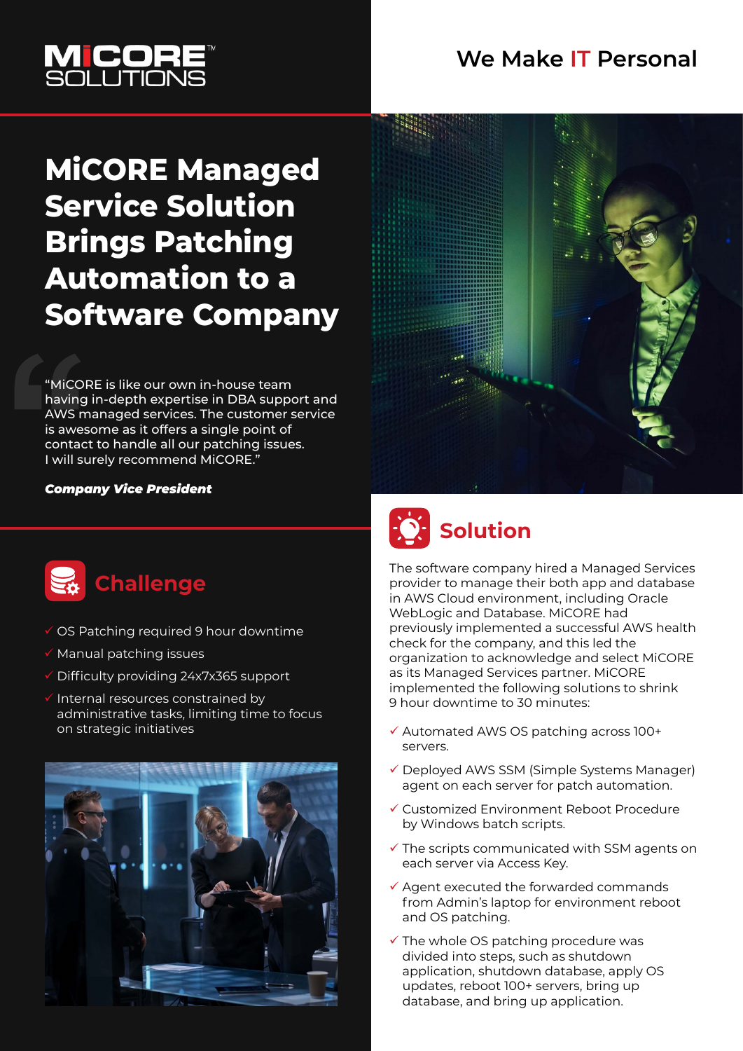MiCORE SOLUTIONS™

We Make IT Personal

# MiCORE Managed Service Solution Brings Patching Automation to a Software Company

"MiCORE is like our own in-house team having in-depth expertise in DBA support and AWS managed services. The customer service is awesome as it offers a single point of contact to handle all our patching issues. I will surely recommend MiCORE."

***Company Vice President***

## Challenge

- ✓ OS Patching required 9 hour downtime
- ✓ Manual patching issues
- ✓ Difficulty providing 24x7x365 support
- ✓ Internal resources constrained by administrative tasks, limiting time to focus on strategic initiatives

## Solution

The software company hired a Managed Services provider to manage their both app and database in AWS Cloud environment, including Oracle WebLogic and Database. MiCORE had previously implemented a successful AWS health check for the company, and this led the organization to acknowledge and select MiCORE as its Managed Services partner. MiCORE implemented the following solutions to shrink 9 hour downtime to 30 minutes:

- ✓ Automated AWS OS patching across 100+ servers.
- ✓ Deployed AWS SSM (Simple Systems Manager) agent on each server for patch automation.
- ✓ Customized Environment Reboot Procedure by Windows batch scripts.
- ✓ The scripts communicated with SSM agents on each server via Access Key.
- ✓ Agent executed the forwarded commands from Admin's laptop for environment reboot and OS patching.
- ✓ The whole OS patching procedure was divided into steps, such as shutdown application, shutdown database, apply OS updates, reboot 100+ servers, bring up database, and bring up application.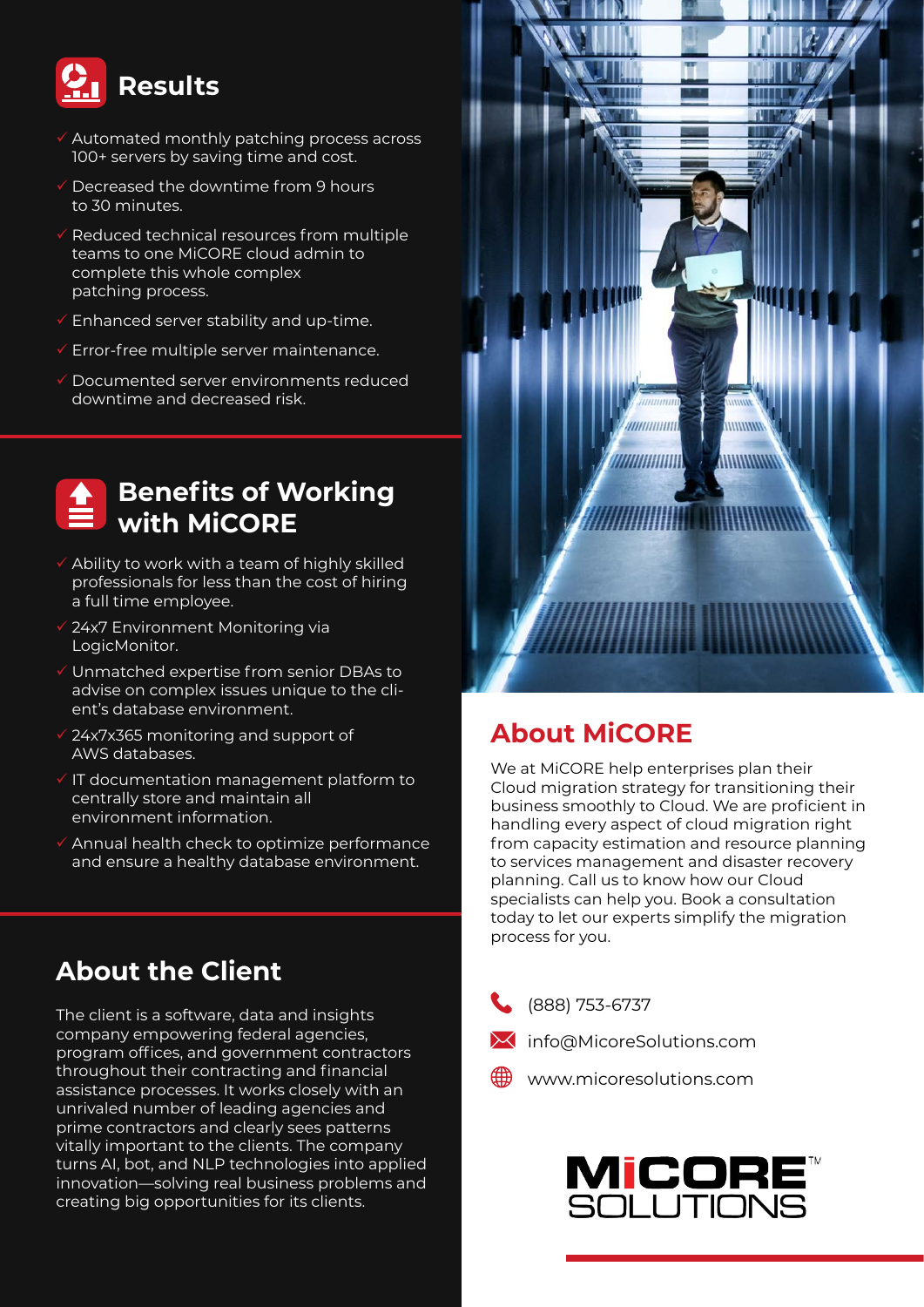## Results

- Automated monthly patching process across 100+ servers by saving time and cost.
- Decreased the downtime from 9 hours to 30 minutes.
- Reduced technical resources from multiple teams to one MiCORE cloud admin to complete this whole complex patching process.
- Enhanced server stability and up-time.
- Error-free multiple server maintenance.
- Documented server environments reduced downtime and decreased risk.

## Benefits of Working with MiCORE

- Ability to work with a team of highly skilled professionals for less than the cost of hiring a full time employee.
- 24x7 Environment Monitoring via LogicMonitor.
- Unmatched expertise from senior DBAs to advise on complex issues unique to the client's database environment.
- 24x7x365 monitoring and support of AWS databases.
- IT documentation management platform to centrally store and maintain all environment information.
- Annual health check to optimize performance and ensure a healthy database environment.

## About the Client

The client is a software, data and insights company empowering federal agencies, program offices, and government contractors throughout their contracting and financial assistance processes. It works closely with an unrivaled number of leading agencies and prime contractors and clearly sees patterns vitally important to the clients. The company turns AI, bot, and NLP technologies into applied innovation—solving real business problems and creating big opportunities for its clients.

## About MiCORE

We at MiCORE help enterprises plan their Cloud migration strategy for transitioning their business smoothly to Cloud. We are proficient in handling every aspect of cloud migration right from capacity estimation and resource planning to services management and disaster recovery planning. Call us to know how our Cloud specialists can help you. Book a consultation today to let our experts simplify the migration process for you.

(888) 753-6737

info@MicoreSolutions.com

www.micoresolutions.com

MiCORE™ SOLUTIONS